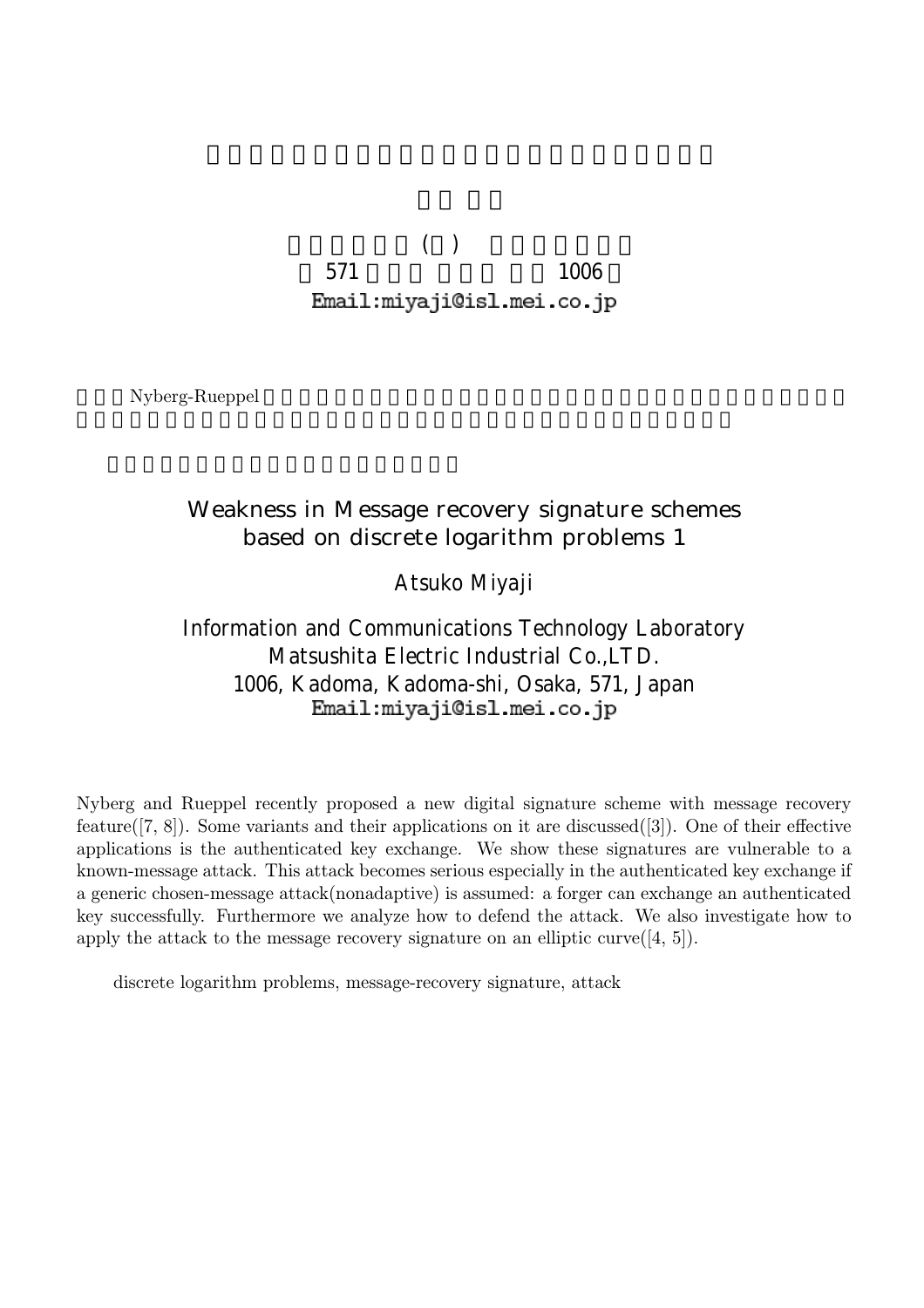(  )

571 1006

Email:miyaji@isl.mei.co.jp

Nyberg-Rueppel

# Weakness in Message recovery signature schemes based on discrete logarithm problems 1

Atsuko Miyaji

Information and Communications Technology Laboratory
Matsushita Electric Industrial Co.,LTD.
1006, Kadoma, Kadoma-shi, Osaka, 571, Japan
Email:miyaji@isl.mei.co.jp

Nyberg and Rueppel recently proposed a new digital signature scheme with message recovery feature([7, 8]). Some variants and their applications on it are discussed([3]). One of their effective applications is the authenticated key exchange. We show these signatures are vulnerable to a known-message attack. This attack becomes serious especially in the authenticated key exchange if a generic chosen-message attack(nonadaptive) is assumed: a forger can exchange an authenticated key successfully. Furthermore we analyze how to defend the attack. We also investigate how to apply the attack to the message recovery signature on an elliptic curve([4, 5]).

discrete logarithm problems, message-recovery signature, attack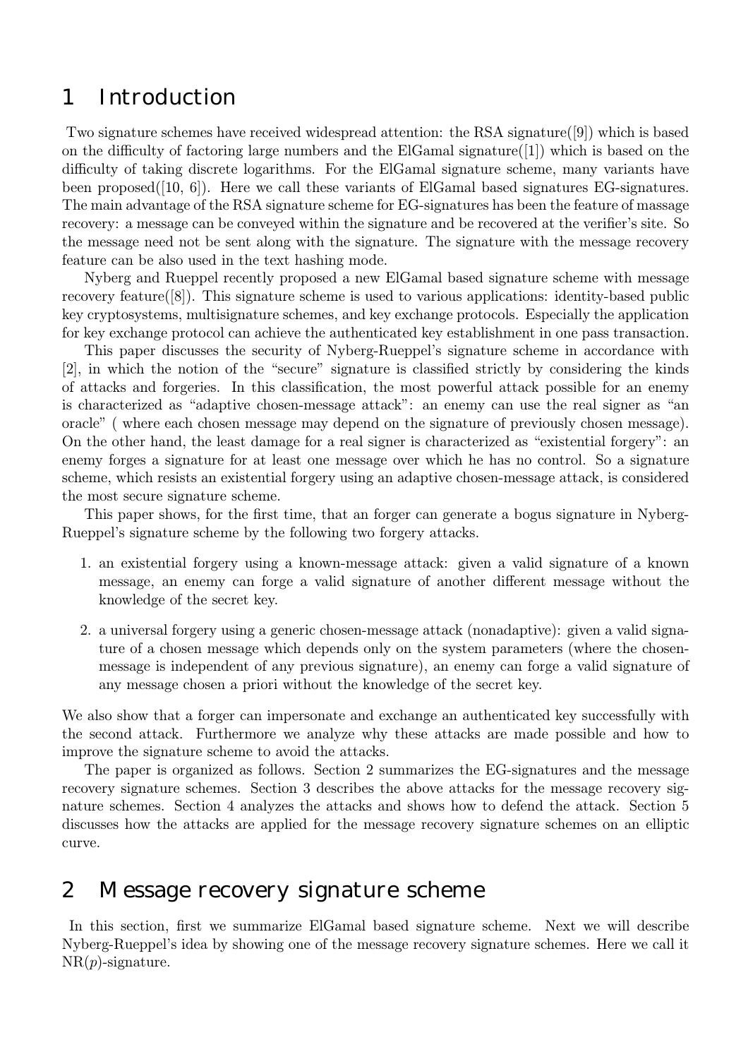## 1 Introduction

Two signature schemes have received widespread attention: the RSA signature([9]) which is based on the difficulty of factoring large numbers and the ElGamal signature([1]) which is based on the difficulty of taking discrete logarithms. For the ElGamal signature scheme, many variants have been proposed([10, 6]). Here we call these variants of ElGamal based signatures EG-signatures. The main advantage of the RSA signature scheme for EG-signatures has been the feature of massage recovery: a message can be conveyed within the signature and be recovered at the verifier's site. So the message need not be sent along with the signature. The signature with the message recovery feature can be also used in the text hashing mode.

Nyberg and Rueppel recently proposed a new ElGamal based signature scheme with message recovery feature([8]). This signature scheme is used to various applications: identity-based public key cryptosystems, multisignature schemes, and key exchange protocols. Especially the application for key exchange protocol can achieve the authenticated key establishment in one pass transaction.

This paper discusses the security of Nyberg-Rueppel's signature scheme in accordance with [2], in which the notion of the "secure" signature is classified strictly by considering the kinds of attacks and forgeries. In this classification, the most powerful attack possible for an enemy is characterized as "adaptive chosen-message attack": an enemy can use the real signer as "an oracle" ( where each chosen message may depend on the signature of previously chosen message). On the other hand, the least damage for a real signer is characterized as "existential forgery": an enemy forges a signature for at least one message over which he has no control. So a signature scheme, which resists an existential forgery using an adaptive chosen-message attack, is considered the most secure signature scheme.

This paper shows, for the first time, that an forger can generate a bogus signature in Nyberg-Rueppel's signature scheme by the following two forgery attacks.

1. an existential forgery using a known-message attack: given a valid signature of a known message, an enemy can forge a valid signature of another different message without the knowledge of the secret key.
2. a universal forgery using a generic chosen-message attack (nonadaptive): given a valid signature of a chosen message which depends only on the system parameters (where the chosen-message is independent of any previous signature), an enemy can forge a valid signature of any message chosen a priori without the knowledge of the secret key.

We also show that a forger can impersonate and exchange an authenticated key successfully with the second attack. Furthermore we analyze why these attacks are made possible and how to improve the signature scheme to avoid the attacks.

The paper is organized as follows. Section 2 summarizes the EG-signatures and the message recovery signature schemes. Section 3 describes the above attacks for the message recovery signature schemes. Section 4 analyzes the attacks and shows how to defend the attack. Section 5 discusses how the attacks are applied for the message recovery signature schemes on an elliptic curve.

## 2 Message recovery signature scheme

In this section, first we summarize ElGamal based signature scheme. Next we will describe Nyberg-Rueppel's idea by showing one of the message recovery signature schemes. Here we call it NR($p$)-signature.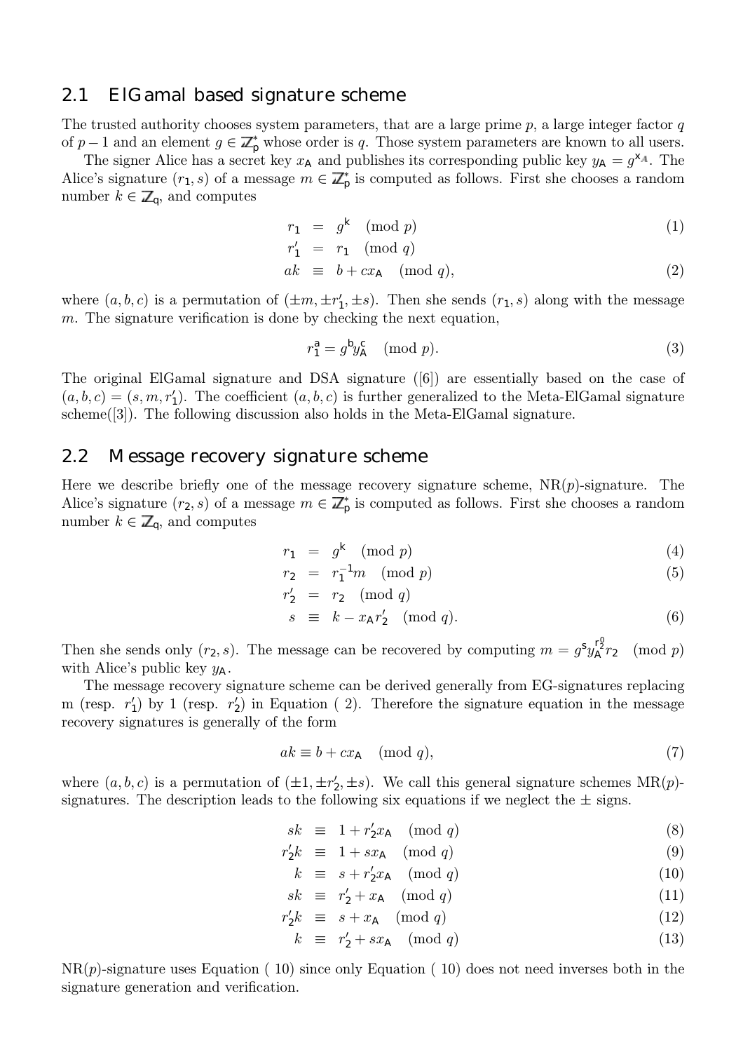## 2.1 ElGamal based signature scheme

The trusted authority chooses system parameters, that are a large prime $p$, a large integer factor $q$ of $p-1$ and an element $g \in \mathbb{Z}_p^*$ whose order is $q$. Those system parameters are known to all users.

The signer Alice has a secret key $x_A$ and publishes its corresponding public key $y_A = g^{x_A}$. The Alice's signature $(r_1, s)$ of a message $m \in \mathbb{Z}_p^*$ is computed as follows. First she chooses a random number $k \in \mathbb{Z}_q$, and computes

$$
\begin{aligned}
r_1 &= g^k \pmod{p} && (1)\\
r_1' &= r_1 \pmod{q} \\
ak &\equiv b + cx_A \pmod{q}, && (2)
\end{aligned}
$$

where $(a, b, c)$ is a permutation of $(\pm m, \pm r_1', \pm s)$. Then she sends $(r_1, s)$ along with the message $m$. The signature verification is done by checking the next equation,

$$
r_1^a = g^b y_A^c \pmod{p}. \tag{3}
$$

The original ElGamal signature and DSA signature ([6]) are essentially based on the case of $(a, b, c) = (s, m, r_1')$. The coefficient $(a, b, c)$ is further generalized to the Meta-ElGamal signature scheme([3]). The following discussion also holds in the Meta-ElGamal signature.

## 2.2 Message recovery signature scheme

Here we describe briefly one of the message recovery signature scheme, NR($p$)-signature. The Alice's signature $(r_2, s)$ of a message $m \in \mathbb{Z}_p^*$ is computed as follows. First she chooses a random number $k \in \mathbb{Z}_q$, and computes

$$
\begin{aligned}
r_1 &= g^k \pmod{p} && (4)\\
r_2 &= r_1^{-1} m \pmod{p} && (5)\\
r_2' &= r_2 \pmod{q} \\
s &\equiv k - x_A r_2' \pmod{q}. && (6)
\end{aligned}
$$

Then she sends only $(r_2, s)$. The message can be recovered by computing $m = g^s y_A^{r_2^0} r_2 \pmod{p}$ with Alice's public key $y_A$.

The message recovery signature scheme can be derived generally from EG-signatures replacing m (resp. $r_1'$) by 1 (resp. $r_2'$) in Equation ( 2). Therefore the signature equation in the message recovery signatures is generally of the form

$$
ak \equiv b + cx_A \pmod{q}, \tag{7}
$$

where $(a, b, c)$ is a permutation of $(\pm 1, \pm r_2', \pm s)$. We call this general signature schemes MR($p$)-signatures. The description leads to the following six equations if we neglect the $\pm$ signs.

$$
\begin{aligned}
sk &\equiv 1 + r_2' x_A \pmod{q} && (8)\\
r_2' k &\equiv 1 + s x_A \pmod{q} && (9)\\
k &\equiv s + r_2' x_A \pmod{q} && (10)\\
sk &\equiv r_2' + x_A \pmod{q} && (11)\\
r_2' k &\equiv s + x_A \pmod{q} && (12)\\
k &\equiv r_2' + s x_A \pmod{q} && (13)
\end{aligned}
$$

NR($p$)-signature uses Equation ( 10) since only Equation ( 10) does not need inverses both in the signature generation and verification.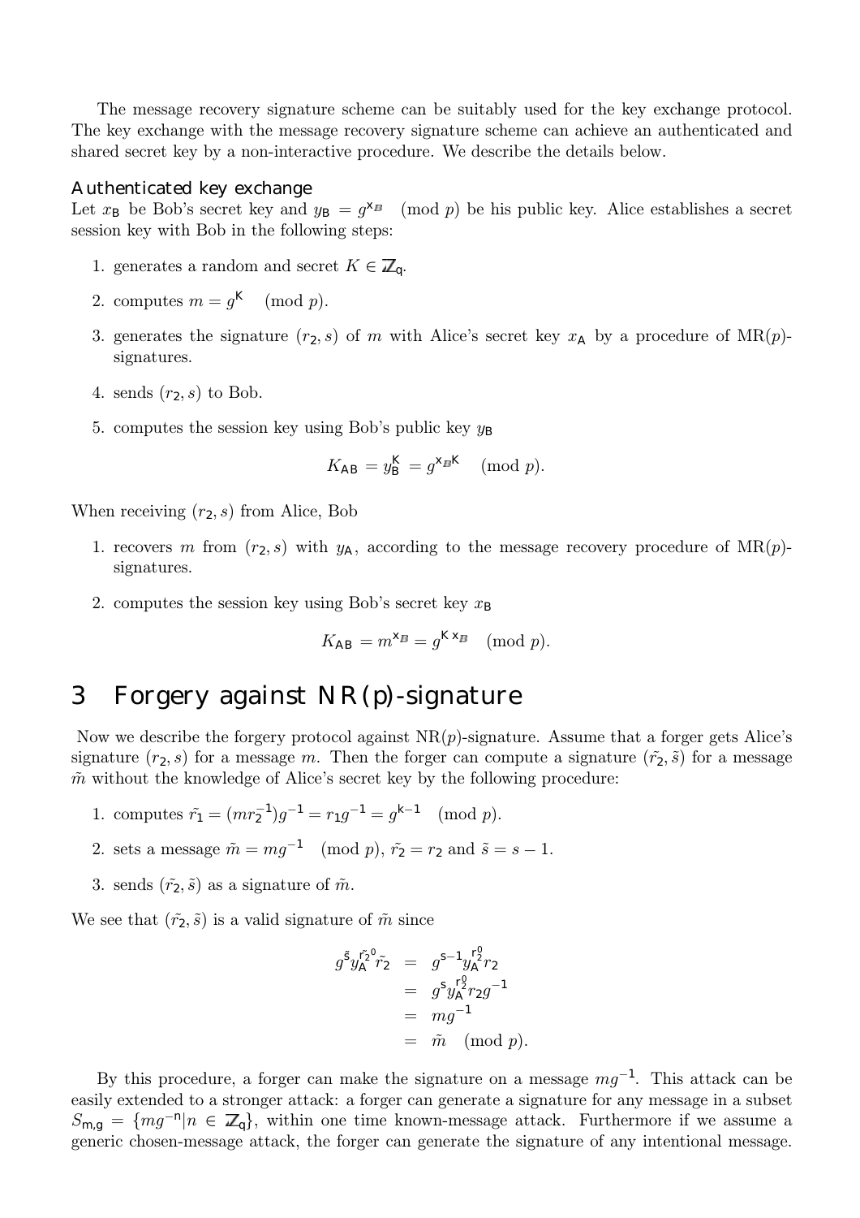The message recovery signature scheme can be suitably used for the key exchange protocol. The key exchange with the message recovery signature scheme can achieve an authenticated and shared secret key by a non-interactive procedure. We describe the details below.

### Authenticated key exchange

Let $x_B$ be Bob's secret key and $y_B = g^{x_B} \pmod p$ be his public key. Alice establishes a secret session key with Bob in the following steps:

1. generates a random and secret $K \in \mathbb{Z}_q$.
2. computes $m = g^K \pmod p$.
3. generates the signature $(r_2, s)$ of $m$ with Alice's secret key $x_A$ by a procedure of MR($p$)-signatures.
4. sends $(r_2, s)$ to Bob.
5. computes the session key using Bob's public key $y_B$

$$K_{AB} = y_B^K = g^{x_B K} \pmod p.$$

When receiving $(r_2, s)$ from Alice, Bob

1. recovers $m$ from $(r_2, s)$ with $y_A$, according to the message recovery procedure of MR($p$)-signatures.
2. computes the session key using Bob's secret key $x_B$

$$K_{AB} = m^{x_B} = g^{K x_B} \pmod p.$$

# 3 Forgery against NR(p)-signature

Now we describe the forgery protocol against NR($p$)-signature. Assume that a forger gets Alice's signature $(r_2, s)$ for a message $m$. Then the forger can compute a signature $(\tilde{r_2}, \tilde{s})$ for a message $\tilde{m}$ without the knowledge of Alice's secret key by the following procedure:

1. computes $\tilde{r_1} = (mr_2^{-1})g^{-1} = r_1 g^{-1} = g^{k-1} \pmod p$.
2. sets a message $\tilde{m} = mg^{-1} \pmod p$, $\tilde{r_2} = r_2$ and $\tilde{s} = s - 1$.
3. sends $(\tilde{r_2}, \tilde{s})$ as a signature of $\tilde{m}$.

We see that $(\tilde{r_2}, \tilde{s})$ is a valid signature of $\tilde{m}$ since

$$\begin{aligned} g^{\tilde{s}} y_A^{\tilde{r_2}^0} \tilde{r_2} &= g^{s-1} y_A^{r_2^0} r_2 \\ &= g^s y_A^{r_2^0} r_2 g^{-1} \\ &= mg^{-1} \\ &= \tilde{m} \pmod p. \end{aligned}$$

By this procedure, a forger can make the signature on a message $mg^{-1}$. This attack can be easily extended to a stronger attack: a forger can generate a signature for any message in a subset $S_{m,g} = \{mg^{-n} | n \in \mathbb{Z}_q\}$, within one time known-message attack. Furthermore if we assume a generic chosen-message attack, the forger can generate the signature of any intentional message.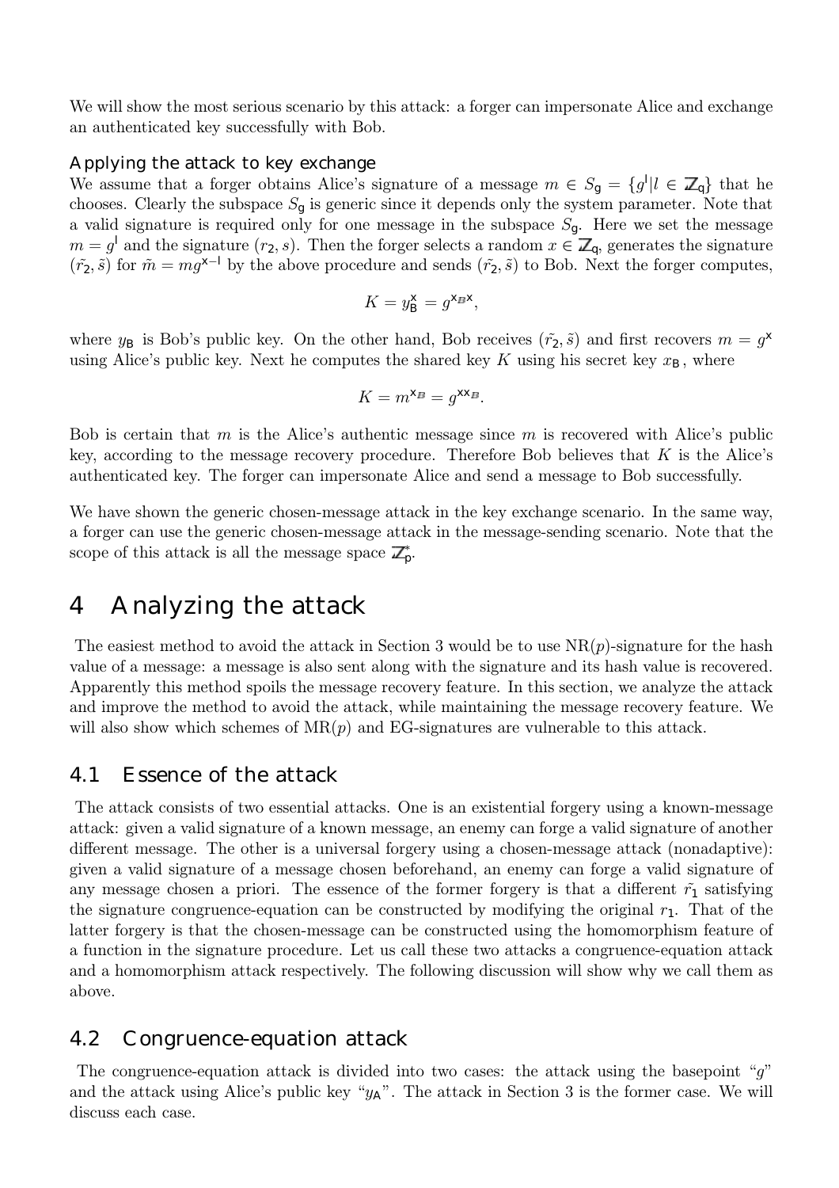We will show the most serious scenario by this attack: a forger can impersonate Alice and exchange an authenticated key successfully with Bob.

### Applying the attack to key exchange

We assume that a forger obtains Alice's signature of a message $m \in S_g = \{g^l | l \in \mathbb{Z}_q\}$ that he chooses. Clearly the subspace $S_g$ is generic since it depends only the system parameter. Note that a valid signature is required only for one message in the subspace $S_g$. Here we set the message $m = g^l$ and the signature $(r_2, s)$. Then the forger selects a random $x \in \mathbb{Z}_q$, generates the signature $(\tilde{r_2}, \tilde{s})$ for $\tilde{m} = mg^{x-l}$ by the above procedure and sends $(\tilde{r_2}, \tilde{s})$ to Bob. Next the forger computes,

$$K = y_B^x = g^{x_B x},$$

where $y_B$ is Bob's public key. On the other hand, Bob receives $(\tilde{r_2}, \tilde{s})$ and first recovers $m = g^x$ using Alice's public key. Next he computes the shared key $K$ using his secret key $x_B$, where

$$K = m^{x_B} = g^{x x_B}.$$

Bob is certain that $m$ is the Alice's authentic message since $m$ is recovered with Alice's public key, according to the message recovery procedure. Therefore Bob believes that $K$ is the Alice's authenticated key. The forger can impersonate Alice and send a message to Bob successfully.

We have shown the generic chosen-message attack in the key exchange scenario. In the same way, a forger can use the generic chosen-message attack in the message-sending scenario. Note that the scope of this attack is all the message space $\mathbb{Z}_p^*$.

# 4 Analyzing the attack

The easiest method to avoid the attack in Section 3 would be to use NR($p$)-signature for the hash value of a message: a message is also sent along with the signature and its hash value is recovered. Apparently this method spoils the message recovery feature. In this section, we analyze the attack and improve the method to avoid the attack, while maintaining the message recovery feature. We will also show which schemes of MR($p$) and EG-signatures are vulnerable to this attack.

## 4.1 Essence of the attack

The attack consists of two essential attacks. One is an existential forgery using a known-message attack: given a valid signature of a known message, an enemy can forge a valid signature of another different message. The other is a universal forgery using a chosen-message attack (nonadaptive): given a valid signature of a message chosen beforehand, an enemy can forge a valid signature of any message chosen a priori. The essence of the former forgery is that a different $\tilde{r_1}$ satisfying the signature congruence-equation can be constructed by modifying the original $r_1$. That of the latter forgery is that the chosen-message can be constructed using the homomorphism feature of a function in the signature procedure. Let us call these two attacks a congruence-equation attack and a homomorphism attack respectively. The following discussion will show why we call them as above.

## 4.2 Congruence-equation attack

The congruence-equation attack is divided into two cases: the attack using the basepoint "$g$" and the attack using Alice's public key "$y_A$". The attack in Section 3 is the former case. We will discuss each case.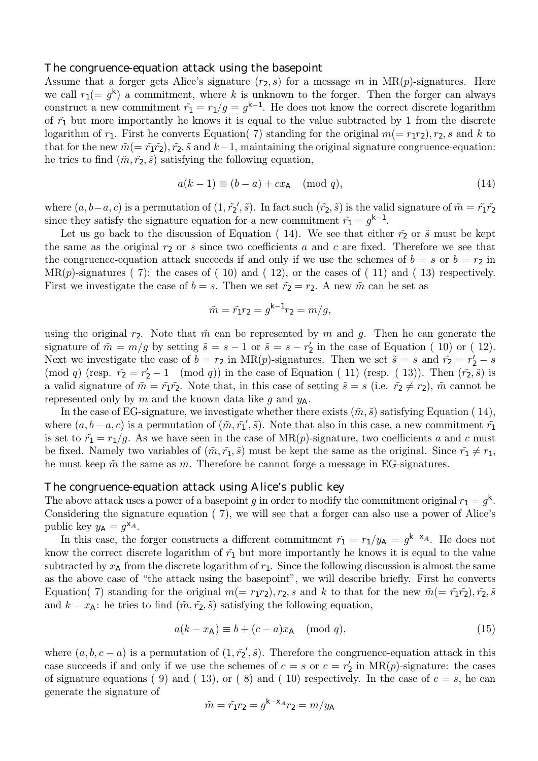### The congruence-equation attack using the basepoint

Assume that a forger gets Alice's signature $(r_2, s)$ for a message $m$ in MR$(p)$-signatures. Here we call $r_1(= g^{\mathsf{k}})$ a commitment, where $k$ is unknown to the forger. Then the forger can always construct a new commitment $\tilde{r_1} = r_1/g = g^{\mathsf{k}-1}$. He does not know the correct discrete logarithm of $\tilde{r_1}$ but more importantly he knows it is equal to the value subtracted by 1 from the discrete logarithm of $r_1$. First he converts Equation( 7) standing for the original $m(= r_1 r_2), r_2, s$ and $k$ to that for the new $\tilde{m}(= \tilde{r_1}\tilde{r_2}), \tilde{r_2}, \tilde{s}$ and $k-1$, maintaining the original signature congruence-equation: he tries to find $(\tilde{m}, \tilde{r_2}, \tilde{s})$ satisfying the following equation,

$$a(k-1) \equiv (b-a) + cx_{\mathsf{A}} \pmod{q}, \tag{14}$$

where $(a, b-a, c)$ is a permutation of $(1, \tilde{r_2}', \tilde{s})$. In fact such $(\tilde{r_2}, \tilde{s})$ is the valid signature of $\tilde{m} = \tilde{r_1}\tilde{r_2}$ since they satisfy the signature equation for a new commitment $\tilde{r_1} = g^{\mathsf{k}-1}$.

Let us go back to the discussion of Equation ( 14). We see that either $\tilde{r_2}$ or $\tilde{s}$ must be kept the same as the original $r_2$ or $s$ since two coefficients $a$ and $c$ are fixed. Therefore we see that the congruence-equation attack succeeds if and only if we use the schemes of $b = s$ or $b = r_2$ in MR$(p)$-signatures ( 7): the cases of ( 10) and ( 12), or the cases of ( 11) and ( 13) respectively. First we investigate the case of $b = s$. Then we set $\tilde{r_2} = r_2$. A new $\tilde{m}$ can be set as

$$\tilde{m} = \tilde{r_1} r_2 = g^{\mathsf{k}-1} r_2 = m/g,$$

using the original $r_2$. Note that $\tilde{m}$ can be represented by $m$ and $g$. Then he can generate the signature of $\tilde{m} = m/g$ by setting $\tilde{s} = s - 1$ or $\tilde{s} = s - r_2'$ in the case of Equation ( 10) or ( 12). Next we investigate the case of $b = r_2$ in MR$(p)$-signatures. Then we set $\tilde{s} = s$ and $\tilde{r_2} = r_2' - s \pmod{q}$ (resp. $\tilde{r_2} = r_2' - 1 \pmod{q}$) in the case of Equation ( 11) (resp. ( 13)). Then $(\tilde{r_2}, \tilde{s})$ is a valid signature of $\tilde{m} = \tilde{r_1}\tilde{r_2}$. Note that, in this case of setting $\tilde{s} = s$ (i.e. $\tilde{r_2} \neq r_2$), $\tilde{m}$ cannot be represented only by $m$ and the known data like $g$ and $y_{\mathsf{A}}$.

In the case of EG-signature, we investigate whether there exists $(\tilde{m}, \tilde{s})$ satisfying Equation ( 14), where $(a, b-a, c)$ is a permutation of $(\tilde{m}, \tilde{r_1}', \tilde{s})$. Note that also in this case, a new commitment $\tilde{r_1}$ is set to $\tilde{r_1} = r_1/g$. As we have seen in the case of MR$(p)$-signature, two coefficients $a$ and $c$ must be fixed. Namely two variables of $(\tilde{m}, \tilde{r_1}, \tilde{s})$ must be kept the same as the original. Since $\tilde{r_1} \neq r_1$, he must keep $\tilde{m}$ the same as $m$. Therefore he cannot forge a message in EG-signatures.

### The congruence-equation attack using Alice's public key

The above attack uses a power of a basepoint $g$ in order to modify the commitment original $r_1 = g^{\mathsf{k}}$. Considering the signature equation ( 7), we will see that a forger can also use a power of Alice's public key $y_{\mathsf{A}} = g^{x_{\mathsf{A}}}$.

In this case, the forger constructs a different commitment $\tilde{r_1} = r_1/y_{\mathsf{A}} = g^{\mathsf{k}-x_{\mathsf{A}}}$. He does not know the correct discrete logarithm of $\tilde{r_1}$ but more importantly he knows it is equal to the value subtracted by $x_{\mathsf{A}}$ from the discrete logarithm of $r_1$. Since the following discussion is almost the same as the above case of "the attack using the basepoint", we will describe briefly. First he converts Equation( 7) standing for the original $m(= r_1 r_2), r_2, s$ and $k$ to that for the new $\tilde{m}(= \tilde{r_1}\tilde{r_2}), \tilde{r_2}, \tilde{s}$ and $k - x_{\mathsf{A}}$: he tries to find $(\tilde{m}, \tilde{r_2}, \tilde{s})$ satisfying the following equation,

$$a(k - x_{\mathsf{A}}) \equiv b + (c-a)x_{\mathsf{A}} \pmod{q}, \tag{15}$$

where $(a, b, c-a)$ is a permutation of $(1, \tilde{r_2}', \tilde{s})$. Therefore the congruence-equation attack in this case succeeds if and only if we use the schemes of $c = s$ or $c = r_2'$ in MR$(p)$-signature: the cases of signature equations ( 9) and ( 13), or ( 8) and ( 10) respectively. In the case of $c = s$, he can generate the signature of

$$\tilde{m} = \tilde{r_1} r_2 = g^{\mathsf{k}-x_{\mathsf{A}}} r_2 = m/y_{\mathsf{A}}$$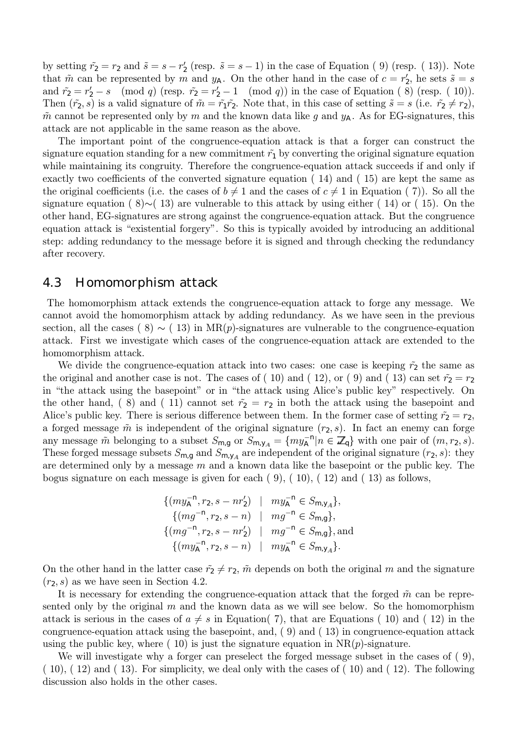by setting $\tilde{r_2} = r_2$ and $\tilde{s} = s - r_2'$ (resp. $\tilde{s} = s - 1$) in the case of Equation ( 9) (resp. ( 13)). Note that $\tilde{m}$ can be represented by $m$ and $y_A$. On the other hand in the case of $c = r_2'$, he sets $\tilde{s} = s$ and $\tilde{r_2} = r_2' - s \pmod q$ (resp. $\tilde{r_2} = r_2' - 1 \pmod q$) in the case of Equation ( 8) (resp. ( 10)). Then $(\tilde{r_2}, s)$ is a valid signature of $\tilde{m} = \tilde{r_1}\tilde{r_2}$. Note that, in this case of setting $\tilde{s} = s$ (i.e. $\tilde{r_2} \neq r_2$), $\tilde{m}$ cannot be represented only by $m$ and the known data like $g$ and $y_A$. As for EG-signatures, this attack are not applicable in the same reason as the above.

The important point of the congruence-equation attack is that a forger can construct the signature equation standing for a new commitment $\tilde{r_1}$ by converting the original signature equation while maintaining its congruity. Therefore the congruence-equation attack succeeds if and only if exactly two coefficients of the converted signature equation ( 14) and ( 15) are kept the same as the original coefficients (i.e. the cases of $b \neq 1$ and the cases of $c \neq 1$ in Equation ( 7)). So all the signature equation ( 8)$\sim$( 13) are vulnerable to this attack by using either ( 14) or ( 15). On the other hand, EG-signatures are strong against the congruence-equation attack. But the congruence equation attack is "existential forgery". So this is typically avoided by introducing an additional step: adding redundancy to the message before it is signed and through checking the redundancy after recovery.

## 4.3 Homomorphism attack

The homomorphism attack extends the congruence-equation attack to forge any message. We cannot avoid the homomorphism attack by adding redundancy. As we have seen in the previous section, all the cases ( 8) $\sim$ ( 13) in MR($p$)-signatures are vulnerable to the congruence-equation attack. First we investigate which cases of the congruence-equation attack are extended to the homomorphism attack.

We divide the congruence-equation attack into two cases: one case is keeping $\tilde{r_2}$ the same as the original and another case is not. The cases of ( 10) and ( 12), or ( 9) and ( 13) can set $\tilde{r_2} = r_2$ in "the attack using the basepoint" or in "the attack using Alice's public key" respectively. On the other hand, ( 8) and ( 11) cannot set $\tilde{r_2} = r_2$ in both the attack using the basepoint and Alice's public key. There is serious difference between them. In the former case of setting $\tilde{r_2} = r_2$, a forged message $\tilde{m}$ is independent of the original signature $(r_2, s)$. In fact an enemy can forge any message $\tilde{m}$ belonging to a subset $S_{m,g}$ or $S_{m,y_A} = \{m y_A^{-n} | n \in \mathbb{Z}_q\}$ with one pair of $(m, r_2, s)$. These forged message subsets $S_{m,g}$ and $S_{m,y_A}$ are independent of the original signature $(r_2, s)$: they are determined only by a message $m$ and a known data like the basepoint or the public key. The bogus signature on each message is given for each ( 9), ( 10), ( 12) and ( 13) as follows,

$$
\begin{array}{c}
\{(m y_A^{-n}, r_2, s - n r_2') \mid m y_A^{-n} \in S_{m,y_A}\}, \\
\{(m g^{-n}, r_2, s - n) \mid m g^{-n} \in S_{m,g}\}, \\
\{(m g^{-n}, r_2, s - n r_2') \mid m g^{-n} \in S_{m,g}\}, \text{and} \\
\{(m y_A^{-n}, r_2, s - n) \mid m y_A^{-n} \in S_{m,y_A}\}.
\end{array}
$$

On the other hand in the latter case $\tilde{r_2} \neq r_2$, $\tilde{m}$ depends on both the original $m$ and the signature $(r_2, s)$ as we have seen in Section 4.2.

It is necessary for extending the congruence-equation attack that the forged $\tilde{m}$ can be represented only by the original $m$ and the known data as we will see below. So the homomorphism attack is serious in the cases of $a \neq s$ in Equation( 7), that are Equations ( 10) and ( 12) in the congruence-equation attack using the basepoint, and, ( 9) and ( 13) in congruence-equation attack using the public key, where ( 10) is just the signature equation in NR($p$)-signature.

We will investigate why a forger can preselect the forged message subset in the cases of ( 9), ( 10), ( 12) and ( 13). For simplicity, we deal only with the cases of ( 10) and ( 12). The following discussion also holds in the other cases.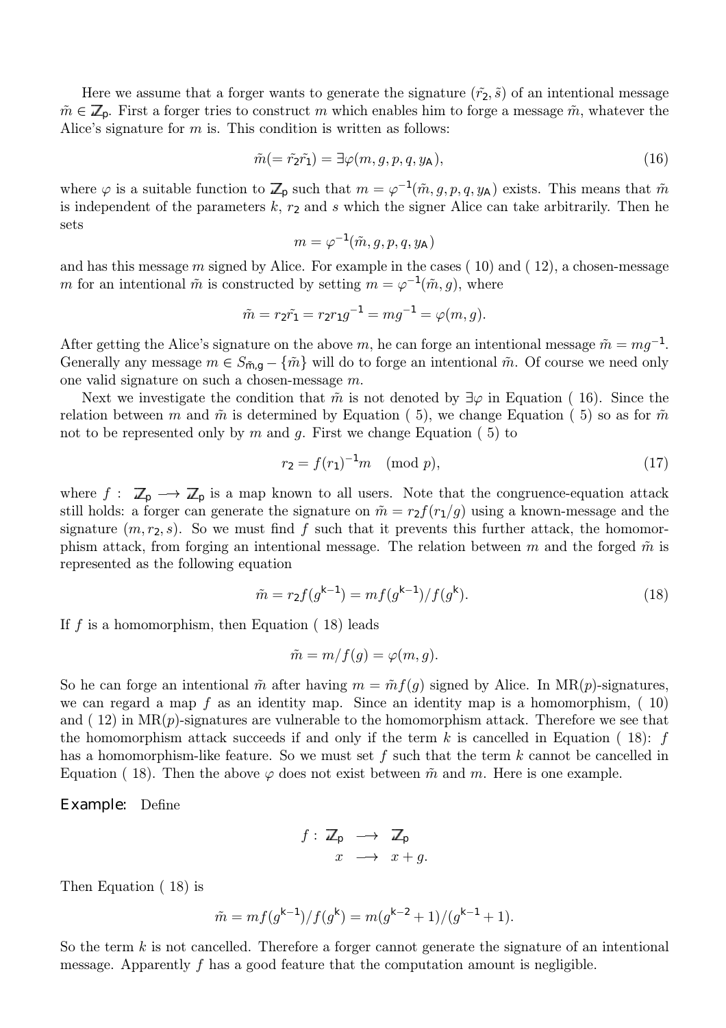Here we assume that a forger wants to generate the signature $(\tilde{r_2}, \tilde{s})$ of an intentional message $\tilde{m} \in \mathbb{Z}_p$. First a forger tries to construct $m$ which enables him to forge a message $\tilde{m}$, whatever the Alice's signature for $m$ is. This condition is written as follows:

$$\tilde{m}(= \tilde{r_2}\tilde{r_1}) = \exists\varphi(m, g, p, q, y_A), \tag{16}$$

where $\varphi$ is a suitable function to $\mathbb{Z}_p$ such that $m = \varphi^{-1}(\tilde{m}, g, p, q, y_A)$ exists. This means that $\tilde{m}$ is independent of the parameters $k$, $r_2$ and $s$ which the signer Alice can take arbitrarily. Then he sets

$$m = \varphi^{-1}(\tilde{m}, g, p, q, y_A)$$

and has this message $m$ signed by Alice. For example in the cases ( 10) and ( 12), a chosen-message $m$ for an intentional $\tilde{m}$ is constructed by setting $m = \varphi^{-1}(\tilde{m}, g)$, where

$$\tilde{m} = r_2\tilde{r_1} = r_2 r_1 g^{-1} = mg^{-1} = \varphi(m, g).$$

After getting the Alice's signature on the above $m$, he can forge an intentional message $\tilde{m} = mg^{-1}$. Generally any message $m \in S_{\tilde{m},g} - \{\tilde{m}\}$ will do to forge an intentional $\tilde{m}$. Of course we need only one valid signature on such a chosen-message $m$.

Next we investigate the condition that $\tilde{m}$ is not denoted by $\exists\varphi$ in Equation ( 16). Since the relation between $m$ and $\tilde{m}$ is determined by Equation ( 5), we change Equation ( 5) so as for $\tilde{m}$ not to be represented only by $m$ and $g$. First we change Equation ( 5) to

$$r_2 = f(r_1)^{-1}m \pmod{p}, \tag{17}$$

where $f : \mathbb{Z}_p \longrightarrow \mathbb{Z}_p$ is a map known to all users. Note that the congruence-equation attack still holds: a forger can generate the signature on $\tilde{m} = r_2 f(r_1/g)$ using a known-message and the signature $(m, r_2, s)$. So we must find $f$ such that it prevents this further attack, the homomorphism attack, from forging an intentional message. The relation between $m$ and the forged $\tilde{m}$ is represented as the following equation

$$\tilde{m} = r_2 f(g^{k-1}) = mf(g^{k-1})/f(g^k). \tag{18}$$

If $f$ is a homomorphism, then Equation ( 18) leads

$$\tilde{m} = m/f(g) = \varphi(m, g).$$

So he can forge an intentional $\tilde{m}$ after having $m = \tilde{m}f(g)$ signed by Alice. In MR($p$)-signatures, we can regard a map $f$ as an identity map. Since an identity map is a homomorphism, ( 10) and ( 12) in MR($p$)-signatures are vulnerable to the homomorphism attack. Therefore we see that the homomorphism attack succeeds if and only if the term $k$ is cancelled in Equation ( 18): $f$ has a homomorphism-like feature. So we must set $f$ such that the term $k$ cannot be cancelled in Equation ( 18). Then the above $\varphi$ does not exist between $\tilde{m}$ and $m$. Here is one example.

**Example:** Define

$$\begin{aligned} f : \mathbb{Z}_p &\longrightarrow \mathbb{Z}_p \\ x &\longrightarrow x + g. \end{aligned}$$

Then Equation ( 18) is

$$\tilde{m} = mf(g^{k-1})/f(g^k) = m(g^{k-2} + 1)/(g^{k-1} + 1).$$

So the term $k$ is not cancelled. Therefore a forger cannot generate the signature of an intentional message. Apparently $f$ has a good feature that the computation amount is negligible.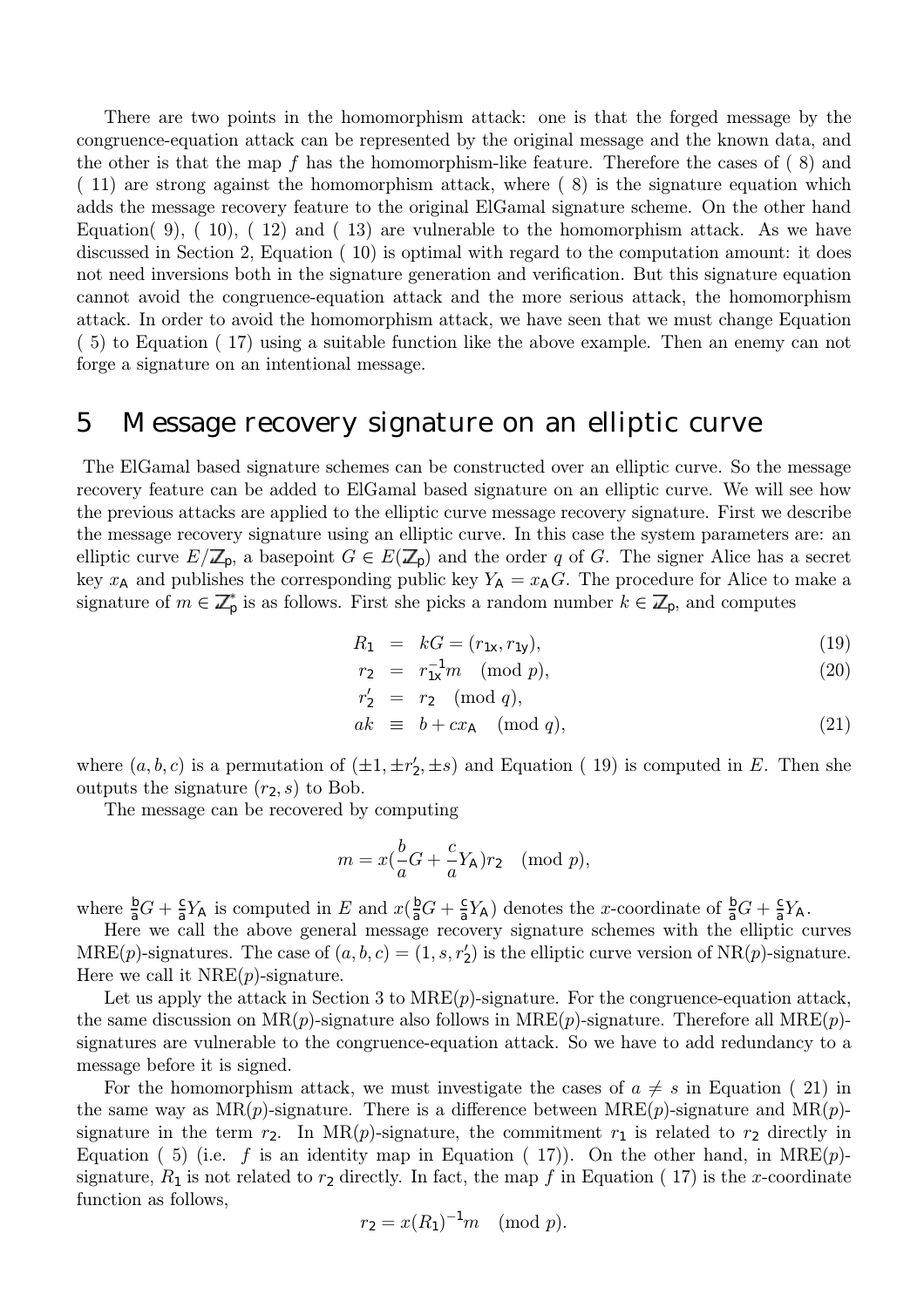There are two points in the homomorphism attack: one is that the forged message by the congruence-equation attack can be represented by the original message and the known data, and the other is that the map $f$ has the homomorphism-like feature. Therefore the cases of ( 8) and ( 11) are strong against the homomorphism attack, where ( 8) is the signature equation which adds the message recovery feature to the original ElGamal signature scheme. On the other hand Equation( 9), ( 10), ( 12) and ( 13) are vulnerable to the homomorphism attack. As we have discussed in Section 2, Equation ( 10) is optimal with regard to the computation amount: it does not need inversions both in the signature generation and verification. But this signature equation cannot avoid the congruence-equation attack and the more serious attack, the homomorphism attack. In order to avoid the homomorphism attack, we have seen that we must change Equation ( 5) to Equation ( 17) using a suitable function like the above example. Then an enemy can not forge a signature on an intentional message.

## 5 Message recovery signature on an elliptic curve

The ElGamal based signature schemes can be constructed over an elliptic curve. So the message recovery feature can be added to ElGamal based signature on an elliptic curve. We will see how the previous attacks are applied to the elliptic curve message recovery signature. First we describe the message recovery signature using an elliptic curve. In this case the system parameters are: an elliptic curve $E/\mathbb{Z}_p$, a basepoint $G \in E(\mathbb{Z}_p)$ and the order $q$ of $G$. The signer Alice has a secret key $x_A$ and publishes the corresponding public key $Y_A = x_A G$. The procedure for Alice to make a signature of $m \in \mathbb{Z}_p^*$ is as follows. First she picks a random number $k \in \mathbb{Z}_p$, and computes

$$
\begin{aligned}
R_1 &= kG = (r_{1x}, r_{1y}), & (19)\\
r_2 &= r_{1x}^{-1} m \pmod p, & (20)\\
r_2' &= r_2 \pmod q, & \\
ak &\equiv b + c x_A \pmod q, & (21)
\end{aligned}
$$

where $(a, b, c)$ is a permutation of $(\pm 1, \pm r_2', \pm s)$ and Equation ( 19) is computed in $E$. Then she outputs the signature $(r_2, s)$ to Bob.

The message can be recovered by computing

$$
m = x\left(\frac{b}{a}G + \frac{c}{a}Y_A\right) r_2 \pmod p,
$$

where $\frac{b}{a}G + \frac{c}{a}Y_A$ is computed in $E$ and $x(\frac{b}{a}G + \frac{c}{a}Y_A)$ denotes the $x$-coordinate of $\frac{b}{a}G + \frac{c}{a}Y_A$.

Here we call the above general message recovery signature schemes with the elliptic curves MRE($p$)-signatures. The case of $(a, b, c) = (1, s, r_2')$ is the elliptic curve version of NR($p$)-signature. Here we call it NRE($p$)-signature.

Let us apply the attack in Section 3 to MRE($p$)-signature. For the congruence-equation attack, the same discussion on MR($p$)-signature also follows in MRE($p$)-signature. Therefore all MRE($p$)-signatures are vulnerable to the congruence-equation attack. So we have to add redundancy to a message before it is signed.

For the homomorphism attack, we must investigate the cases of $a \neq s$ in Equation ( 21) in the same way as MR($p$)-signature. There is a difference between MRE($p$)-signature and MR($p$)-signature in the term $r_2$. In MR($p$)-signature, the commitment $r_1$ is related to $r_2$ directly in Equation ( 5) (i.e. $f$ is an identity map in Equation ( 17)). On the other hand, in MRE($p$)-signature, $R_1$ is not related to $r_2$ directly. In fact, the map $f$ in Equation ( 17) is the $x$-coordinate function as follows,

$$
r_2 = x(R_1)^{-1} m \pmod p.
$$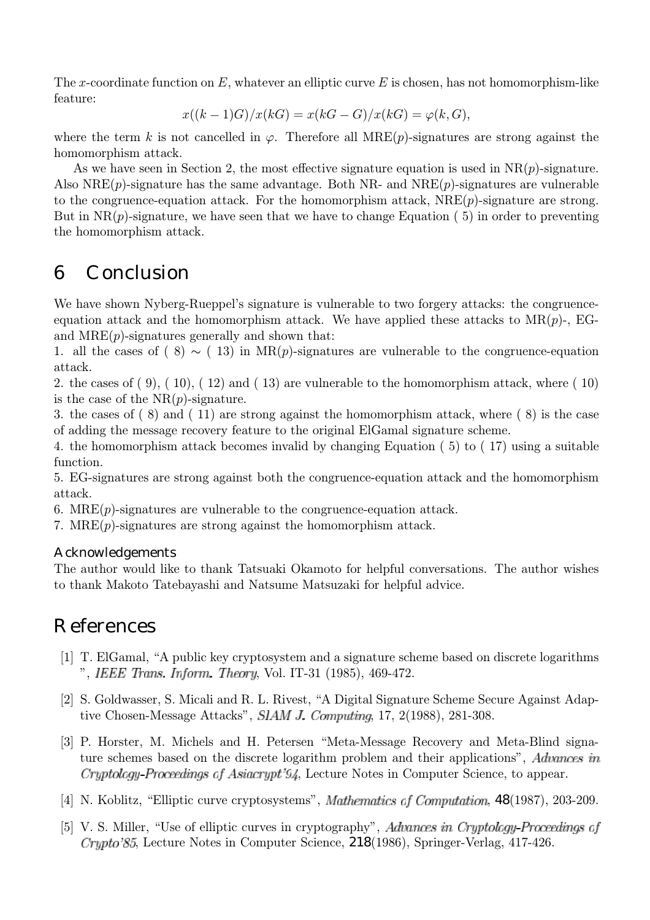The $x$-coordinate function on $E$, whatever an elliptic curve $E$ is chosen, has not homomorphism-like feature:

$$x((k-1)G)/x(kG) = x(kG - G)/x(kG) = \varphi(k, G),$$

where the term $k$ is not cancelled in $\varphi$. Therefore all MRE($p$)-signatures are strong against the homomorphism attack.

As we have seen in Section 2, the most effective signature equation is used in NR($p$)-signature. Also NRE($p$)-signature has the same advantage. Both NR- and NRE($p$)-signatures are vulnerable to the congruence-equation attack. For the homomorphism attack, NRE($p$)-signature are strong. But in NR($p$)-signature, we have seen that we have to change Equation ( 5) in order to preventing the homomorphism attack.

## 6 Conclusion

We have shown Nyberg-Rueppel's signature is vulnerable to two forgery attacks: the congruence-equation attack and the homomorphism attack. We have applied these attacks to MR($p$)-, EG- and MRE($p$)-signatures generally and shown that:

1. all the cases of ( 8) $\sim$ ( 13) in MR($p$)-signatures are vulnerable to the congruence-equation attack.
2. the cases of ( 9), ( 10), ( 12) and ( 13) are vulnerable to the homomorphism attack, where ( 10) is the case of the NR($p$)-signature.
3. the cases of ( 8) and ( 11) are strong against the homomorphism attack, where ( 8) is the case of adding the message recovery feature to the original ElGamal signature scheme.
4. the homomorphism attack becomes invalid by changing Equation ( 5) to ( 17) using a suitable function.
5. EG-signatures are strong against both the congruence-equation attack and the homomorphism attack.
6. MRE($p$)-signatures are vulnerable to the congruence-equation attack.
7. MRE($p$)-signatures are strong against the homomorphism attack.

### Acknowledgements

The author would like to thank Tatsuaki Okamoto for helpful conversations. The author wishes to thank Makoto Tatebayashi and Natsume Matsuzaki for helpful advice.

## References

[1] T. ElGamal, "A public key cryptosystem and a signature scheme based on discrete logarithms ", *IEEE Trans. Inform. Theory*, Vol. IT-31 (1985), 469-472.

[2] S. Goldwasser, S. Micali and R. L. Rivest, "A Digital Signature Scheme Secure Against Adaptive Chosen-Message Attacks", *SIAM J. Computing*, 17, 2(1988), 281-308.

[3] P. Horster, M. Michels and H. Petersen "Meta-Message Recovery and Meta-Blind signature schemes based on the discrete logarithm problem and their applications", *Advances in Cryptology-Proceedings of Asiacrypt'94*, Lecture Notes in Computer Science, to appear.

[4] N. Koblitz, "Elliptic curve cryptosystems", *Mathematics of Computation*, **48**(1987), 203-209.

[5] V. S. Miller, "Use of elliptic curves in cryptography", *Advances in Cryptology-Proceedings of Crypto'85*, Lecture Notes in Computer Science, **218**(1986), Springer-Verlag, 417-426.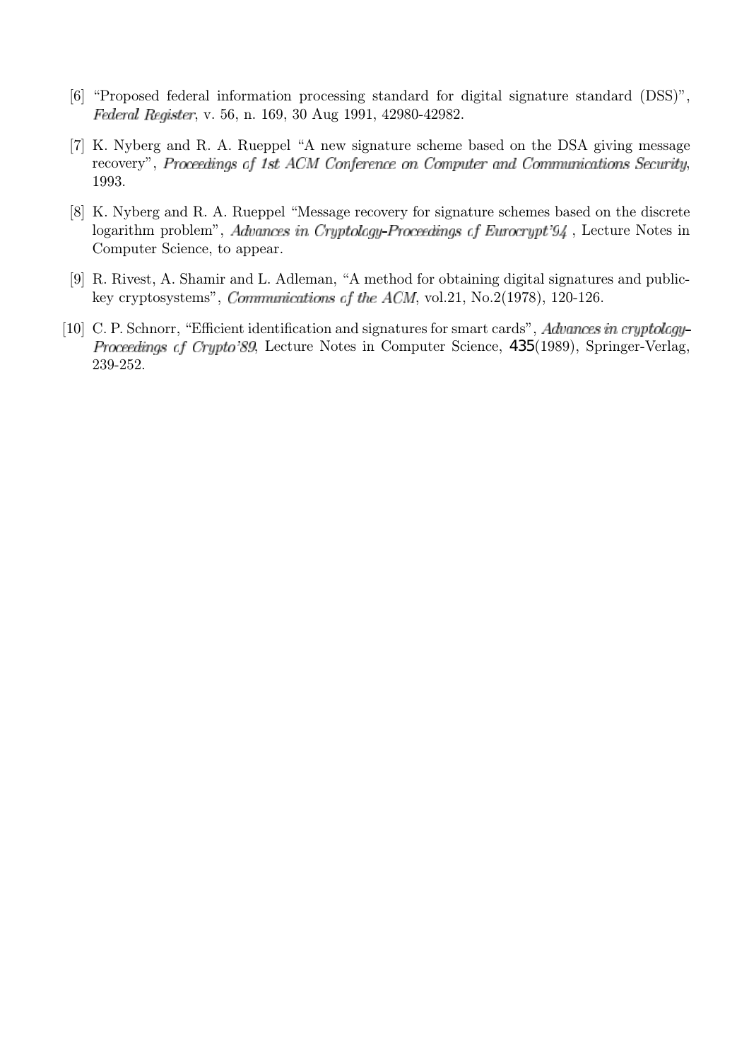[6] "Proposed federal information processing standard for digital signature standard (DSS)", *Federal Register*, v. 56, n. 169, 30 Aug 1991, 42980-42982.

[7] K. Nyberg and R. A. Rueppel "A new signature scheme based on the DSA giving message recovery", *Proceedings of 1st ACM Conference on Computer and Communications Security*, 1993.

[8] K. Nyberg and R. A. Rueppel "Message recovery for signature schemes based on the discrete logarithm problem", *Advances in Cryptology-Proceedings of Eurocrypt'94*, Lecture Notes in Computer Science, to appear.

[9] R. Rivest, A. Shamir and L. Adleman, "A method for obtaining digital signatures and public-key cryptosystems", *Communications of the ACM*, vol.21, No.2(1978), 120-126.

[10] C. P. Schnorr, "Efficient identification and signatures for smart cards", *Advances in cryptology–Proceedings of Crypto'89*, Lecture Notes in Computer Science, **435**(1989), Springer-Verlag, 239-252.